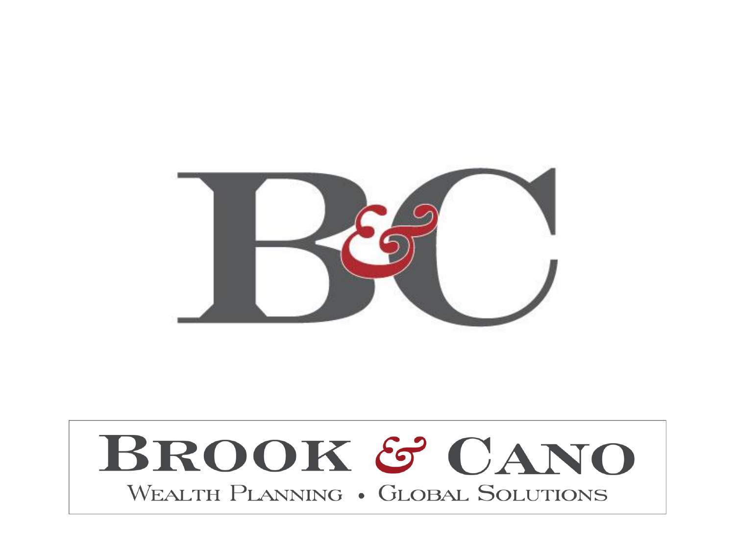# B&C

# BROOK & CANO

WEALTH PLANNING • GLOBAL SOLUTIONS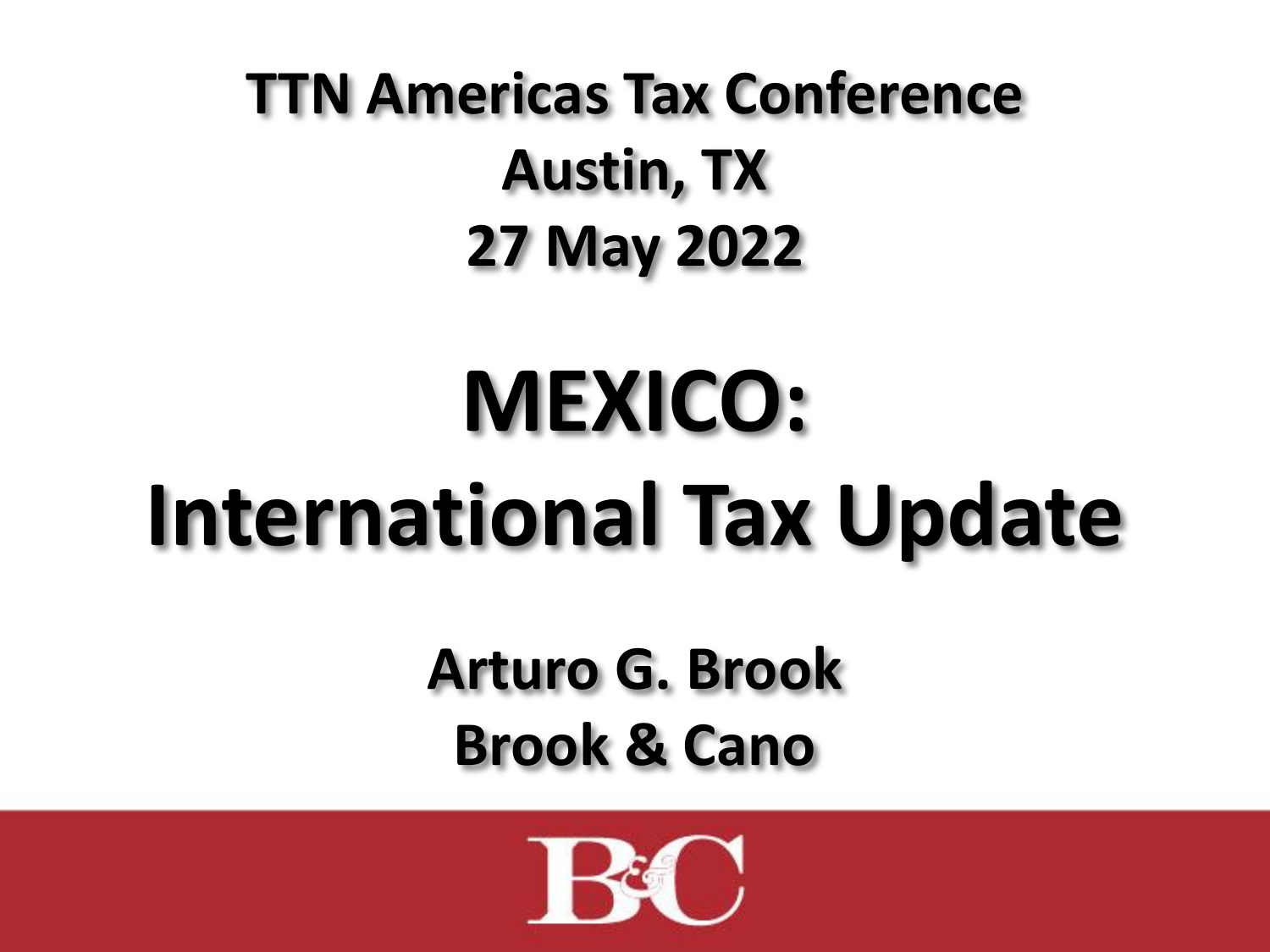**TTN Americas Tax Conference**
**Austin, TX**
**27 May 2022**

# MEXICO: International Tax Update

**Arturo G. Brook**
**Brook & Cano**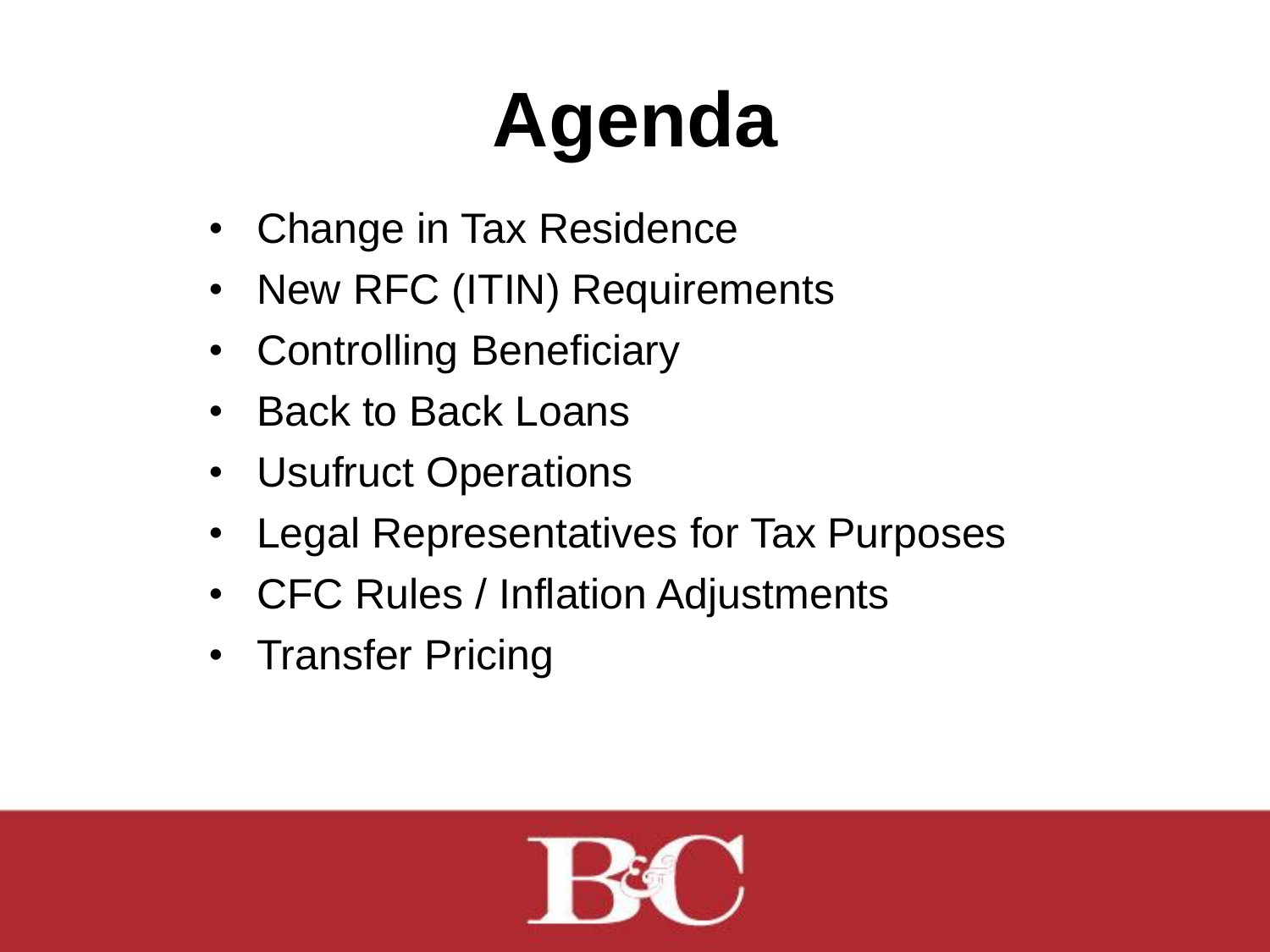# Agenda

- Change in Tax Residence
- New RFC (ITIN) Requirements
- Controlling Beneficiary
- Back to Back Loans
- Usufruct Operations
- Legal Representatives for Tax Purposes
- CFC Rules / Inflation Adjustments
- Transfer Pricing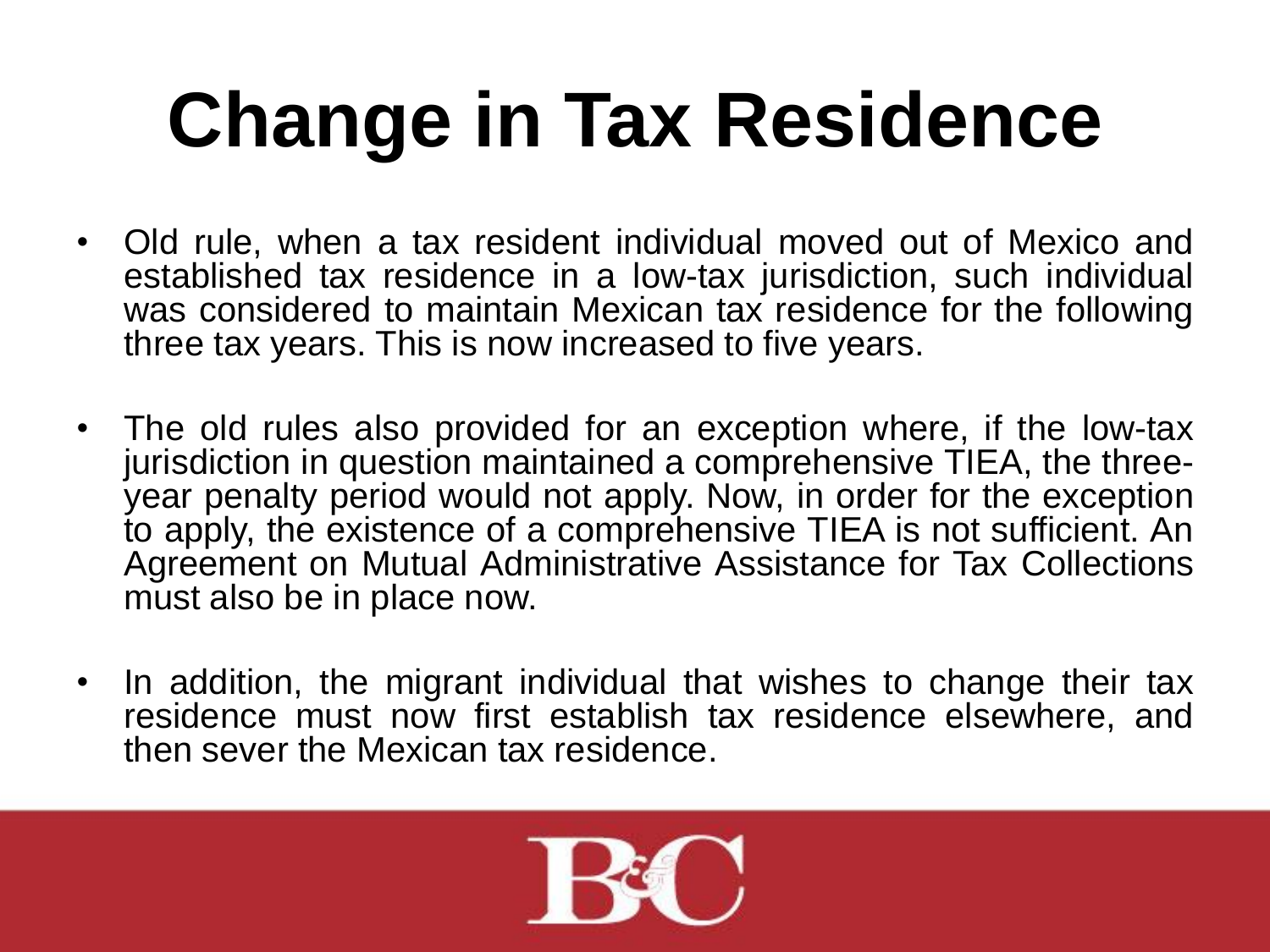# Change in Tax Residence

- Old rule, when a tax resident individual moved out of Mexico and established tax residence in a low-tax jurisdiction, such individual was considered to maintain Mexican tax residence for the following three tax years. This is now increased to five years.
- The old rules also provided for an exception where, if the low-tax jurisdiction in question maintained a comprehensive TIEA, the three-year penalty period would not apply. Now, in order for the exception to apply, the existence of a comprehensive TIEA is not sufficient. An Agreement on Mutual Administrative Assistance for Tax Collections must also be in place now.
- In addition, the migrant individual that wishes to change their tax residence must now first establish tax residence elsewhere, and then sever the Mexican tax residence.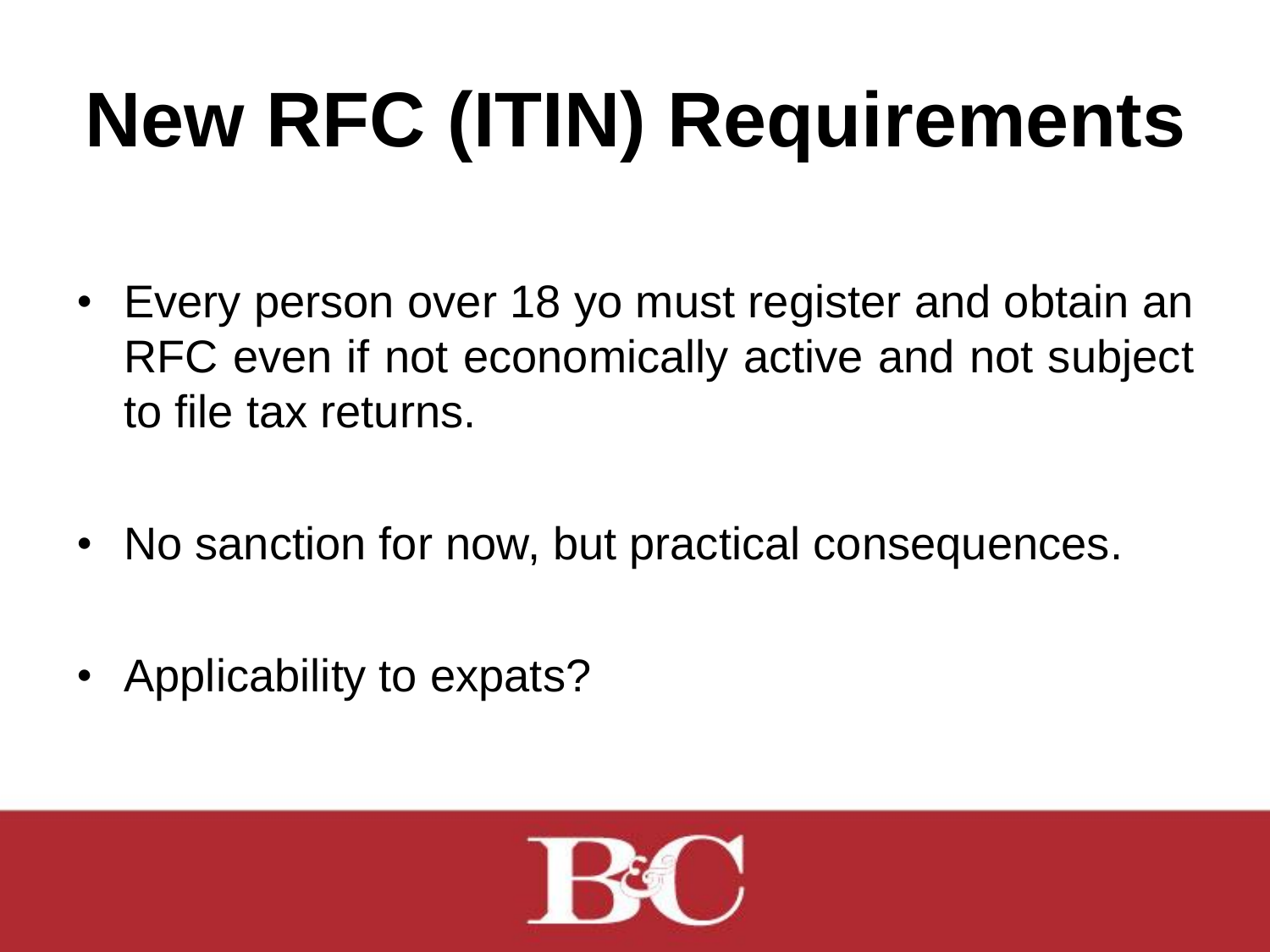# New RFC (ITIN) Requirements

- Every person over 18 yo must register and obtain an RFC even if not economically active and not subject to file tax returns.
- No sanction for now, but practical consequences.
- Applicability to expats?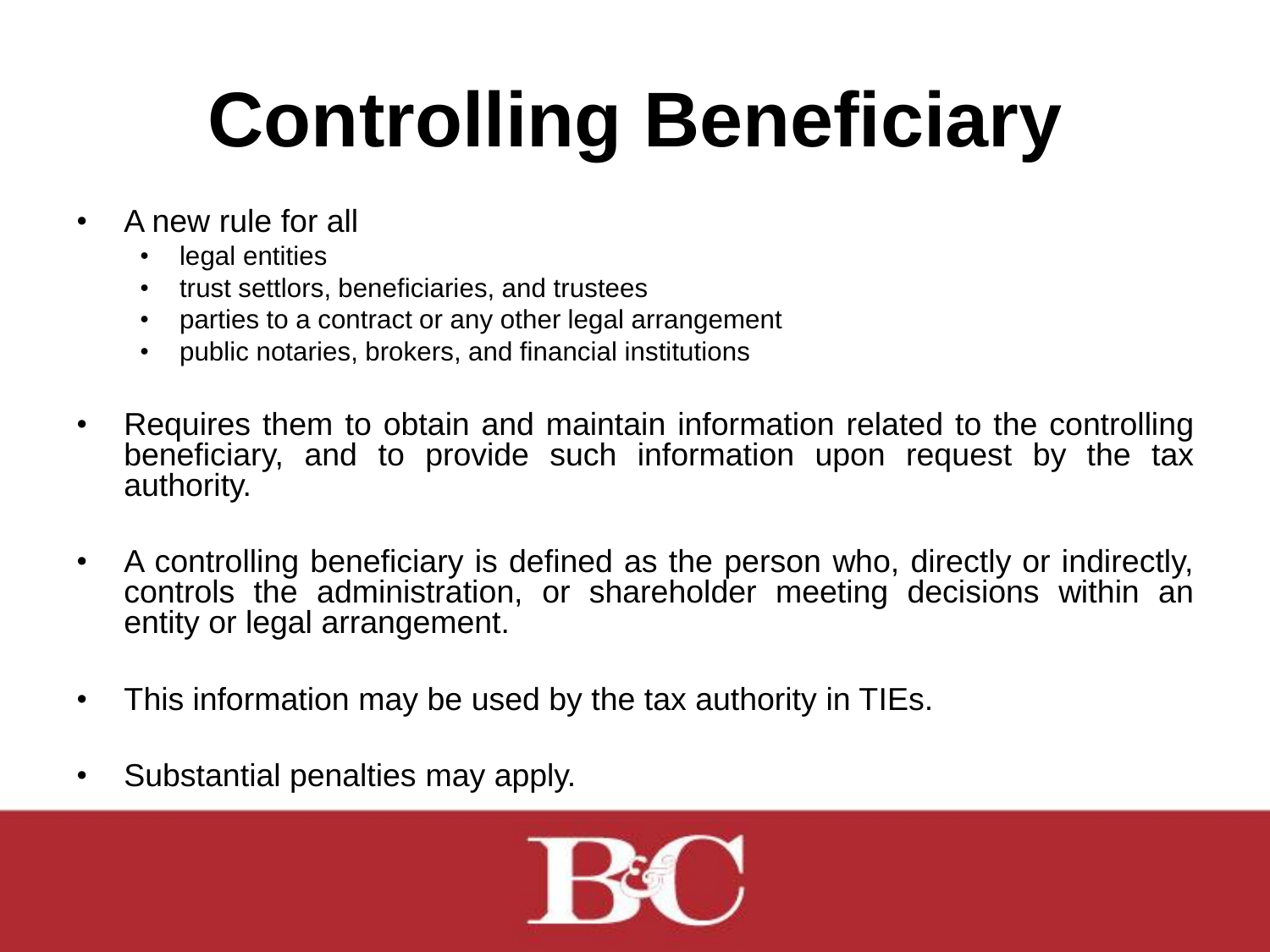# Controlling Beneficiary

- A new rule for all
  - legal entities
  - trust settlors, beneficiaries, and trustees
  - parties to a contract or any other legal arrangement
  - public notaries, brokers, and financial institutions
- Requires them to obtain and maintain information related to the controlling beneficiary, and to provide such information upon request by the tax authority.
- A controlling beneficiary is defined as the person who, directly or indirectly, controls the administration, or shareholder meeting decisions within an entity or legal arrangement.
- This information may be used by the tax authority in TIEs.
- Substantial penalties may apply.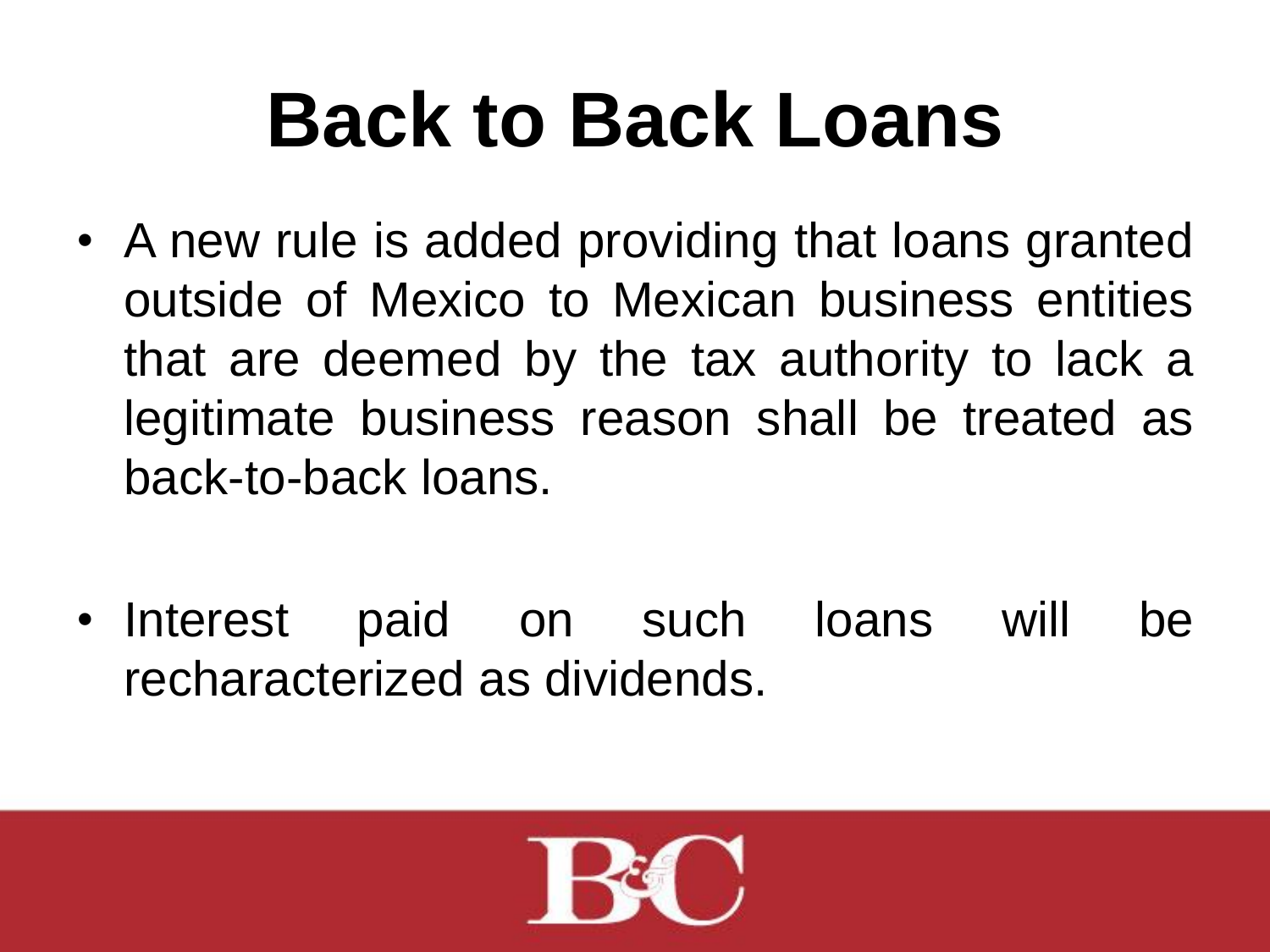# Back to Back Loans

- A new rule is added providing that loans granted outside of Mexico to Mexican business entities that are deemed by the tax authority to lack a legitimate business reason shall be treated as back-to-back loans.

- Interest paid on such loans will be recharacterized as dividends.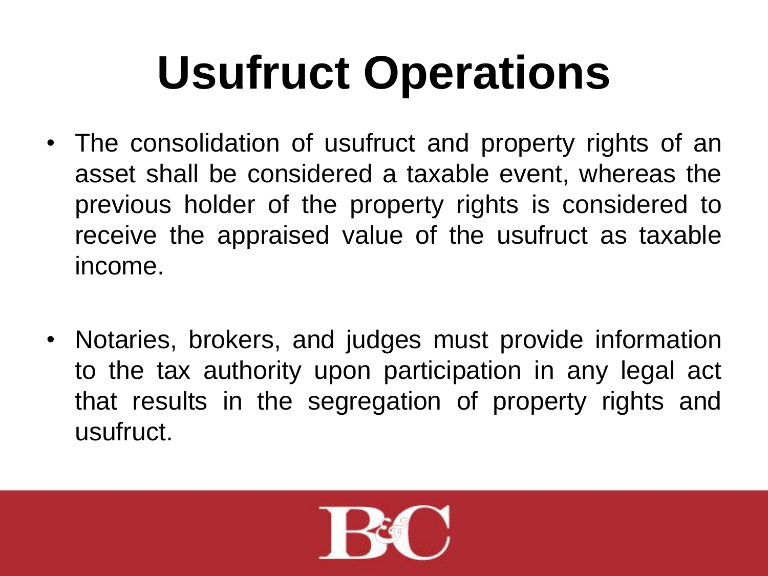# Usufruct Operations

- The consolidation of usufruct and property rights of an asset shall be considered a taxable event, whereas the previous holder of the property rights is considered to receive the appraised value of the usufruct as taxable income.

- Notaries, brokers, and judges must provide information to the tax authority upon participation in any legal act that results in the segregation of property rights and usufruct.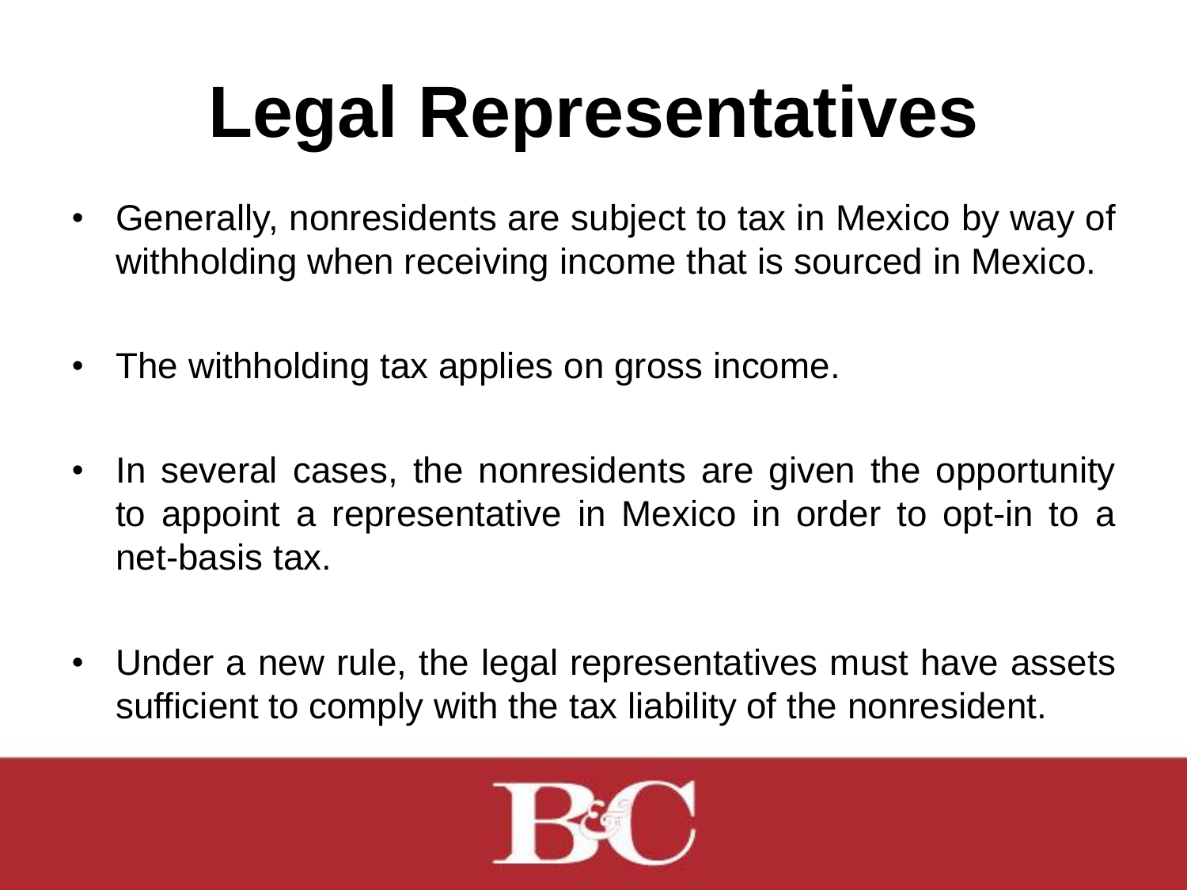# Legal Representatives

- Generally, nonresidents are subject to tax in Mexico by way of withholding when receiving income that is sourced in Mexico.
- The withholding tax applies on gross income.
- In several cases, the nonresidents are given the opportunity to appoint a representative in Mexico in order to opt-in to a net-basis tax.
- Under a new rule, the legal representatives must have assets sufficient to comply with the tax liability of the nonresident.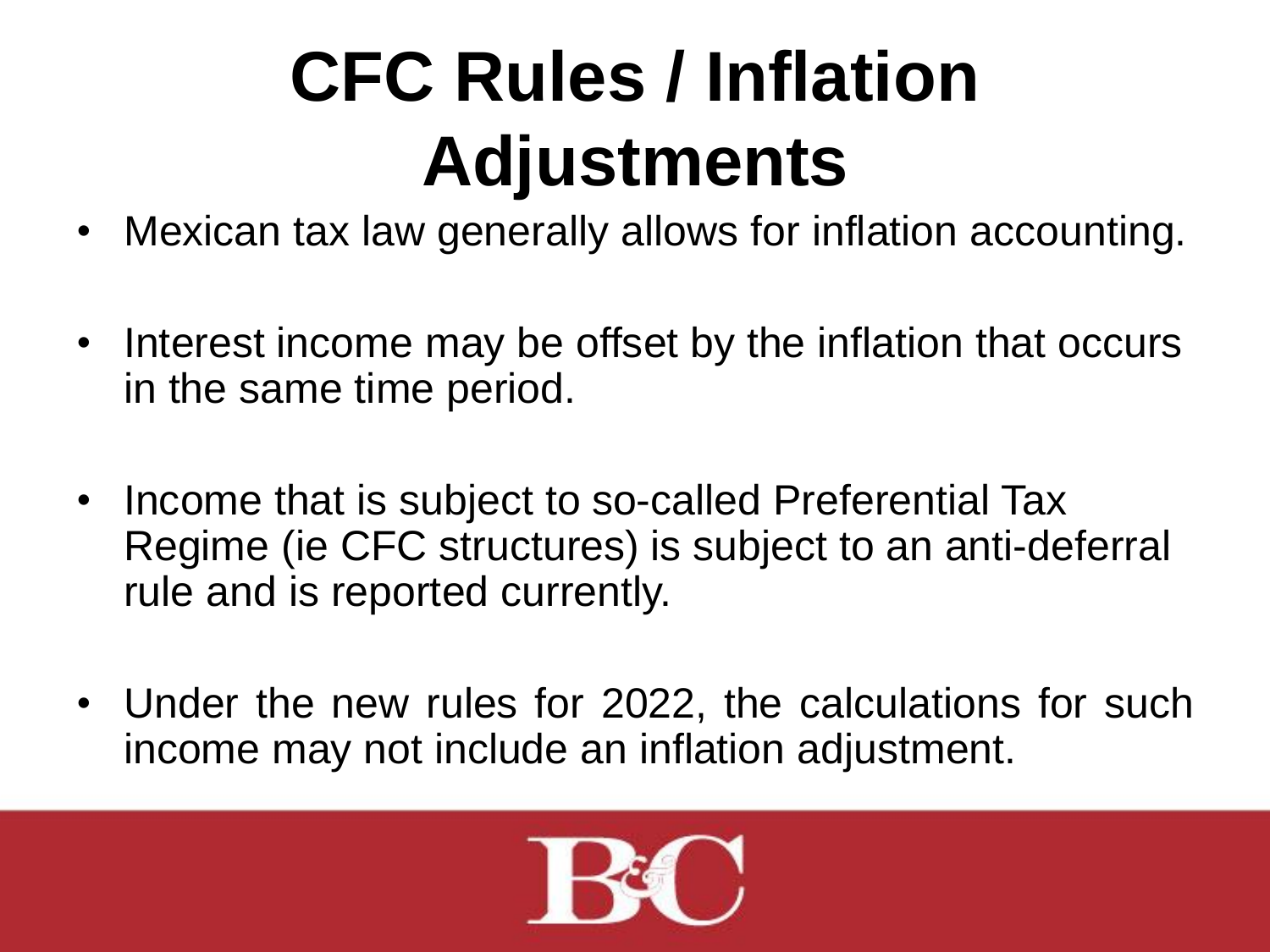# CFC Rules / Inflation Adjustments

- Mexican tax law generally allows for inflation accounting.
- Interest income may be offset by the inflation that occurs in the same time period.
- Income that is subject to so-called Preferential Tax Regime (ie CFC structures) is subject to an anti-deferral rule and is reported currently.
- Under the new rules for 2022, the calculations for such income may not include an inflation adjustment.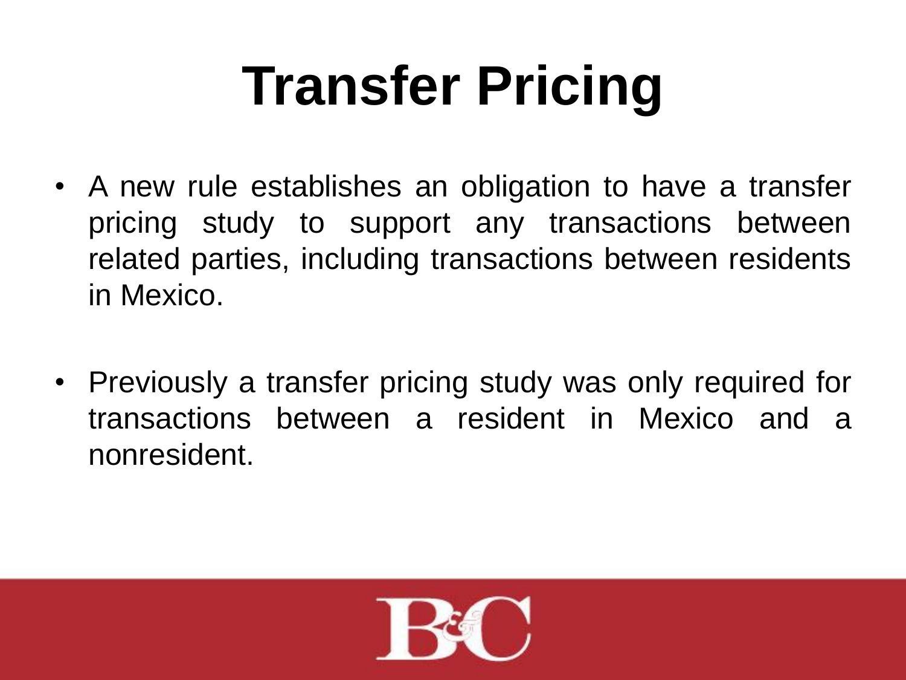# Transfer Pricing

- A new rule establishes an obligation to have a transfer pricing study to support any transactions between related parties, including transactions between residents in Mexico.

- Previously a transfer pricing study was only required for transactions between a resident in Mexico and a nonresident.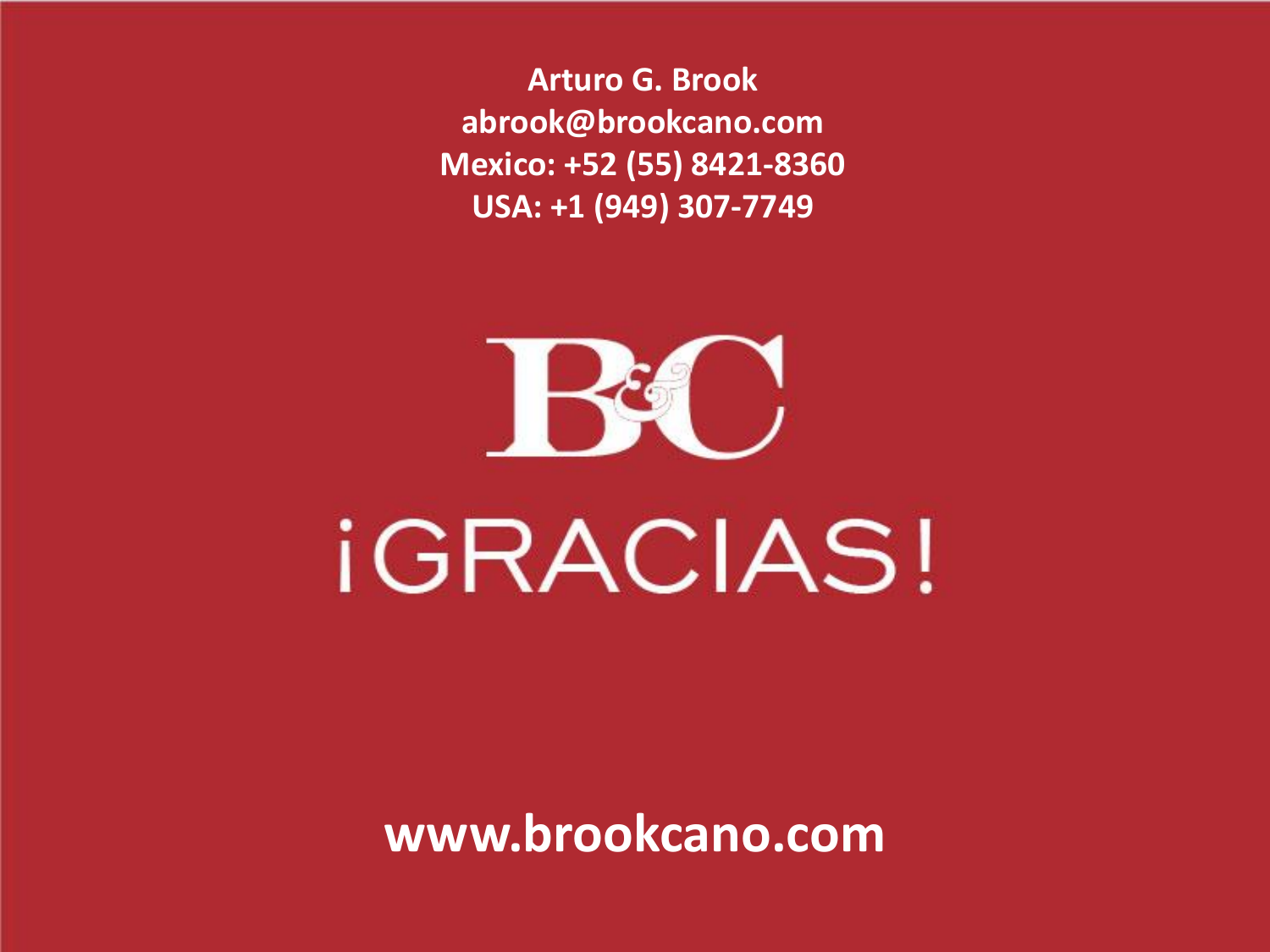**Arturo G. Brook**
**abrook@brookcano.com**
**Mexico: +52 (55) 8421-8360**
**USA: +1 (949) 307-7749**

B&C

¡GRACIAS!

**www.brookcano.com**